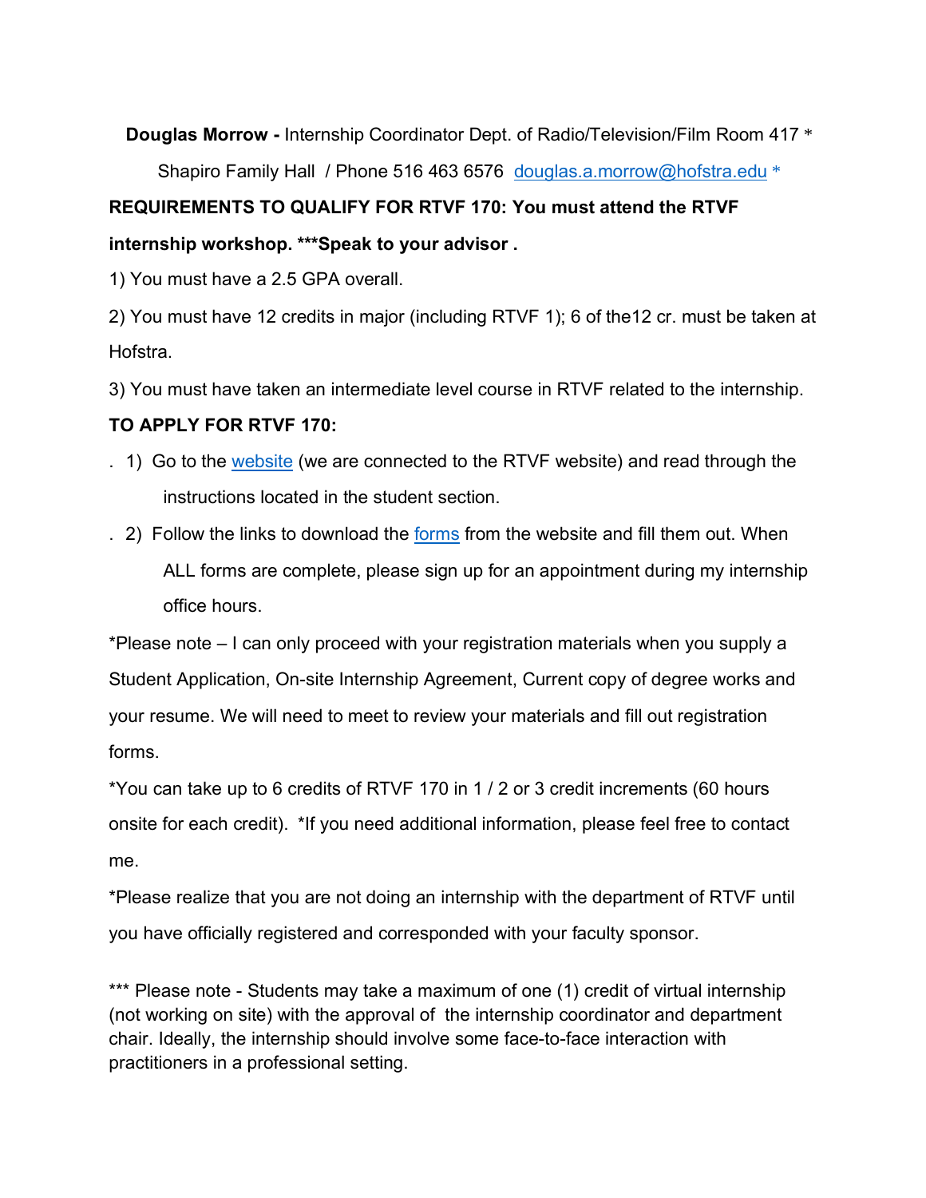**Douglas Morrow -** Internship Coordinator Dept. of Radio/Television/Film Room 417 *

Shapiro Family Hall / Phone 516 463 6576 [douglas.a.morrow@hofstra.edu](mailto:douglas.a.morrow@hofstra.edu) *

**REQUIREMENTS TO QUALIFY FOR RTVF 170: You must attend the RTVF internship workshop. ***Speak to your advisor .**

1) You must have a 2.5 GPA overall.

2) You must have 12 credits in major (including RTVF 1); 6 of the12 cr. must be taken at Hofstra.

3) You must have taken an intermediate level course in RTVF related to the internship.

**TO APPLY FOR RTVF 170:**

. 1) Go to the website (we are connected to the RTVF website) and read through the instructions located in the student section.

. 2) Follow the links to download the forms from the website and fill them out. When ALL forms are complete, please sign up for an appointment during my internship office hours.

*Please note – I can only proceed with your registration materials when you supply a Student Application, On-site Internship Agreement, Current copy of degree works and your resume. We will need to meet to review your materials and fill out registration forms.

*You can take up to 6 credits of RTVF 170 in 1 / 2 or 3 credit increments (60 hours onsite for each credit). *If you need additional information, please feel free to contact me.

*Please realize that you are not doing an internship with the department of RTVF until you have officially registered and corresponded with your faculty sponsor.

*** Please note - Students may take a maximum of one (1) credit of virtual internship (not working on site) with the approval of the internship coordinator and department chair. Ideally, the internship should involve some face-to-face interaction with practitioners in a professional setting.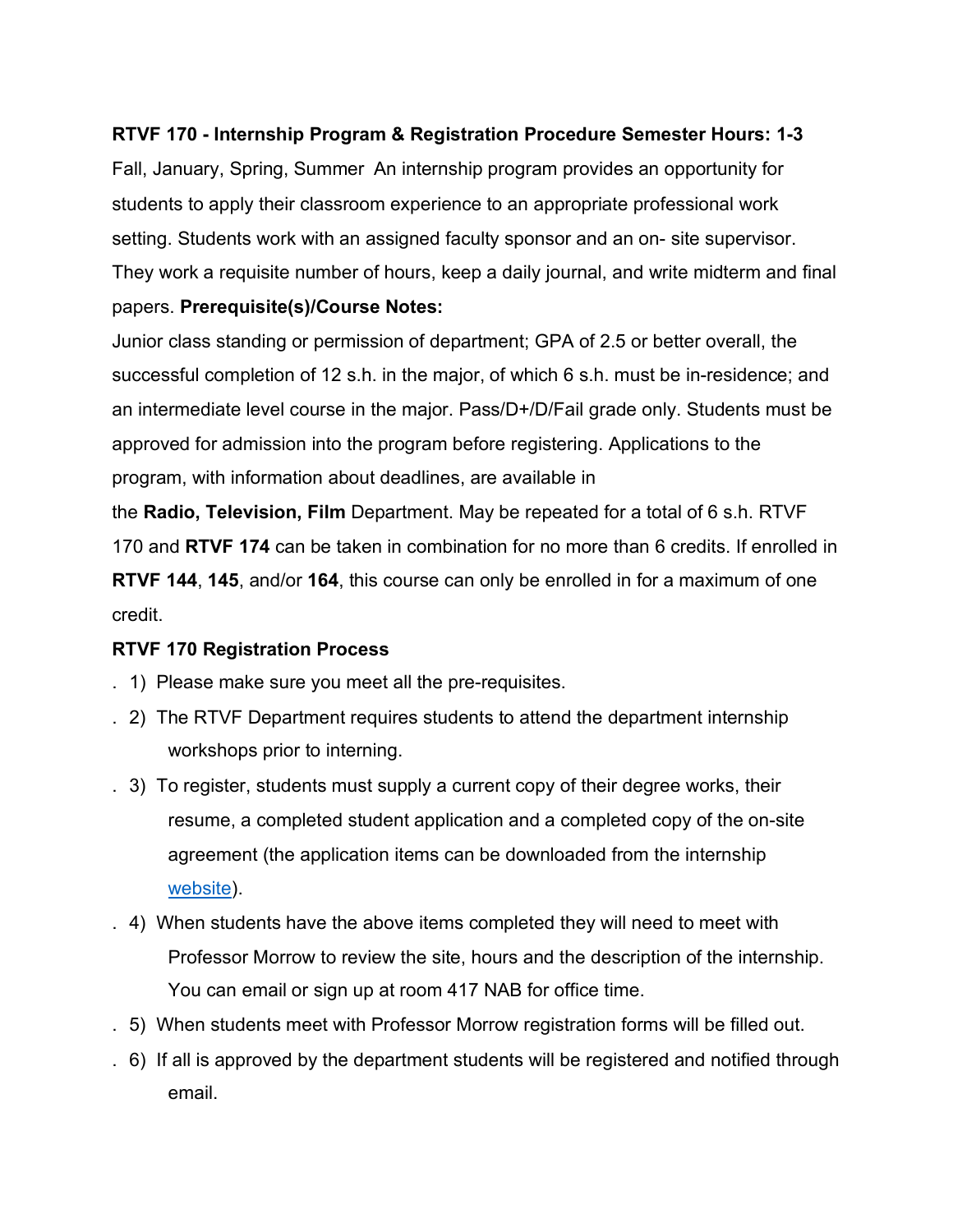**RTVF 170 - Internship Program & Registration Procedure Semester Hours: 1-3**

Fall, January, Spring, Summer An internship program provides an opportunity for students to apply their classroom experience to an appropriate professional work setting. Students work with an assigned faculty sponsor and an on- site supervisor. They work a requisite number of hours, keep a daily journal, and write midterm and final papers. **Prerequisite(s)/Course Notes:**

Junior class standing or permission of department; GPA of 2.5 or better overall, the successful completion of 12 s.h. in the major, of which 6 s.h. must be in-residence; and an intermediate level course in the major. Pass/D+/D/Fail grade only. Students must be approved for admission into the program before registering. Applications to the program, with information about deadlines, are available in the **Radio, Television, Film** Department. May be repeated for a total of 6 s.h. RTVF 170 and **RTVF 174** can be taken in combination for no more than 6 credits. If enrolled in **RTVF 144**, **145**, and/or **164**, this course can only be enrolled in for a maximum of one credit.

**RTVF 170 Registration Process**

1) Please make sure you meet all the pre-requisites.
2) The RTVF Department requires students to attend the department internship workshops prior to interning.
3) To register, students must supply a current copy of their degree works, their resume, a completed student application and a completed copy of the on-site agreement (the application items can be downloaded from the internship website).
4) When students have the above items completed they will need to meet with Professor Morrow to review the site, hours and the description of the internship. You can email or sign up at room 417 NAB for office time.
5) When students meet with Professor Morrow registration forms will be filled out.
6) If all is approved by the department students will be registered and notified through email.